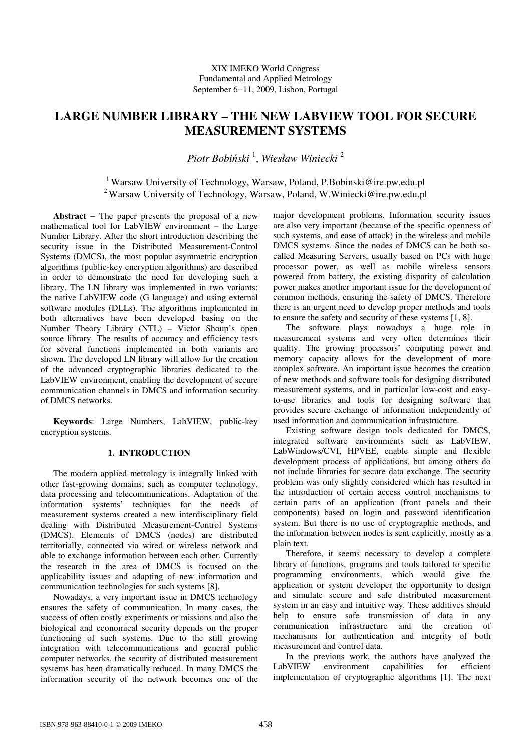XIX IMEKO World Congress
Fundamental and Applied Metrology
September 6−11, 2009, Lisbon, Portugal

# LARGE NUMBER LIBRARY – THE NEW LABVIEW TOOL FOR SECURE MEASUREMENT SYSTEMS

*Piotr Bobiński* [1], *Wiesław Winiecki* [2]

[1] Warsaw University of Technology, Warsaw, Poland, P.Bobinski@ire.pw.edu.pl
[2] Warsaw University of Technology, Warsaw, Poland, W.Winiecki@ire.pw.edu.pl

**Abstract** − The paper presents the proposal of a new mathematical tool for LabVIEW environment – the Large Number Library. After the short introduction describing the security issue in the Distributed Measurement-Control Systems (DMCS), the most popular asymmetric encryption algorithms (public-key encryption algorithms) are described in order to demonstrate the need for developing such a library. The LN library was implemented in two variants: the native LabVIEW code (G language) and using external software modules (DLLs). The algorithms implemented in both alternatives have been developed basing on the Number Theory Library (NTL) – Victor Shoup's open source library. The results of accuracy and efficiency tests for several functions implemented in both variants are shown. The developed LN library will allow for the creation of the advanced cryptographic libraries dedicated to the LabVIEW environment, enabling the development of secure communication channels in DMCS and information security of DMCS networks.

**Keywords**: Large Numbers, LabVIEW, public-key encryption systems.

## 1. INTRODUCTION

The modern applied metrology is integrally linked with other fast-growing domains, such as computer technology, data processing and telecommunications. Adaptation of the information systems' techniques for the needs of measurement systems created a new interdisciplinary field dealing with Distributed Measurement-Control Systems (DMCS). Elements of DMCS (nodes) are distributed territorially, connected via wired or wireless network and able to exchange information between each other. Currently the research in the area of DMCS is focused on the applicability issues and adapting of new information and communication technologies for such systems [8].

Nowadays, a very important issue in DMCS technology ensures the safety of communication. In many cases, the success of often costly experiments or missions and also the biological and economical security depends on the proper functioning of such systems. Due to the still growing integration with telecommunications and general public computer networks, the security of distributed measurement systems has been dramatically reduced. In many DMCS the information security of the network becomes one of the major development problems. Information security issues are also very important (because of the specific openness of such systems, and ease of attack) in the wireless and mobile DMCS systems. Since the nodes of DMCS can be both so-called Measuring Servers, usually based on PCs with huge processor power, as well as mobile wireless sensors powered from battery, the existing disparity of calculation power makes another important issue for the development of common methods, ensuring the safety of DMCS. Therefore there is an urgent need to develop proper methods and tools to ensure the safety and security of these systems [1, 8].

The software plays nowadays a huge role in measurement systems and very often determines their quality. The growing processors' computing power and memory capacity allows for the development of more complex software. An important issue becomes the creation of new methods and software tools for designing distributed measurement systems, and in particular low-cost and easy-to-use libraries and tools for designing software that provides secure exchange of information independently of used information and communication infrastructure.

Existing software design tools dedicated for DMCS, integrated software environments such as LabVIEW, LabWindows/CVI, HPVEE, enable simple and flexible development process of applications, but among others do not include libraries for secure data exchange. The security problem was only slightly considered which has resulted in the introduction of certain access control mechanisms to certain parts of an application (front panels and their components) based on login and password identification system. But there is no use of cryptographic methods, and the information between nodes is sent explicitly, mostly as a plain text.

Therefore, it seems necessary to develop a complete library of functions, programs and tools tailored to specific programming environments, which would give the application or system developer the opportunity to design and simulate secure and safe distributed measurement system in an easy and intuitive way. These additives should help to ensure safe transmission of data in any communication infrastructure and the creation of mechanisms for authentication and integrity of both measurement and control data.

In the previous work, the authors have analyzed the LabVIEW environment capabilities for efficient implementation of cryptographic algorithms [1]. The next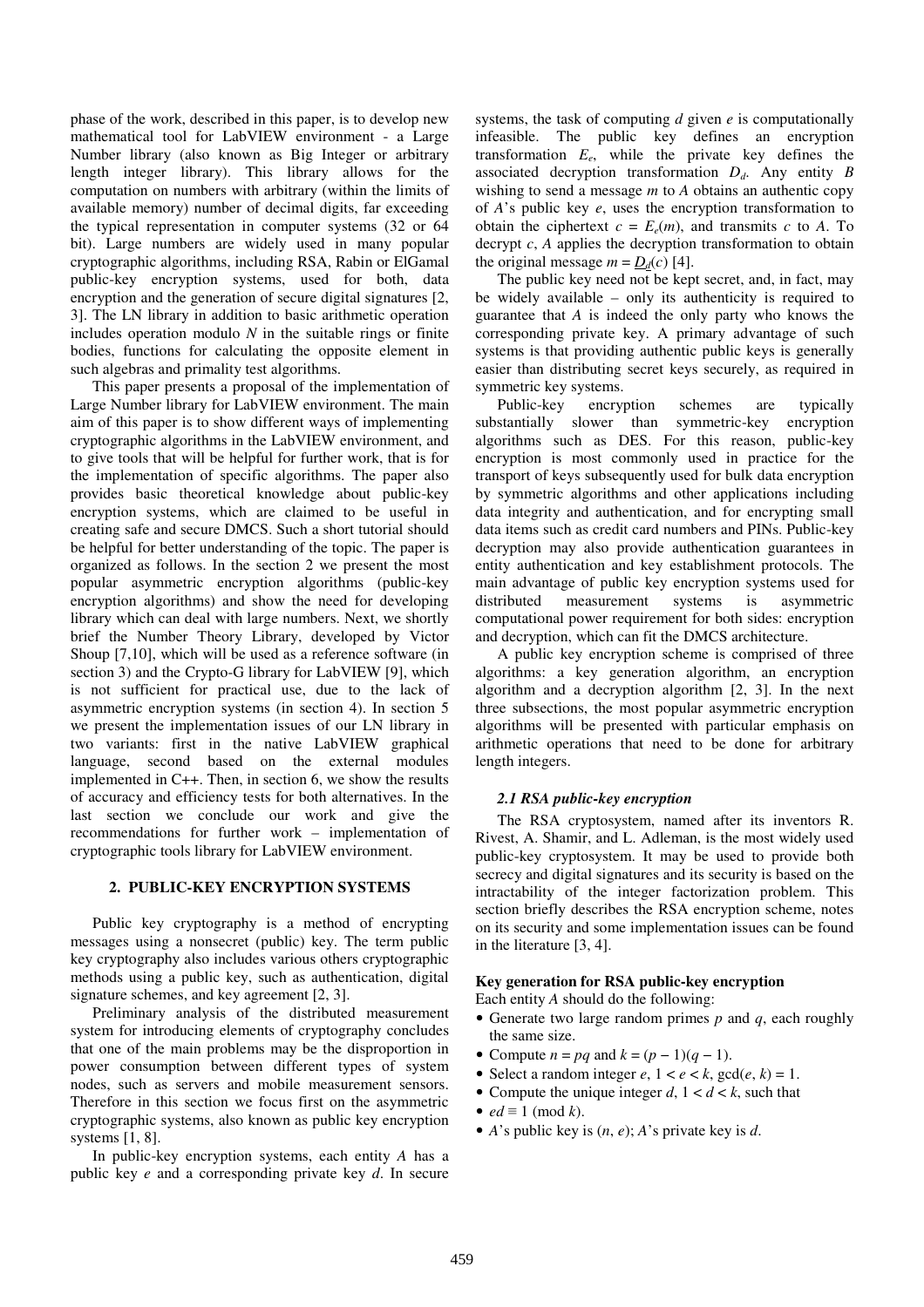phase of the work, described in this paper, is to develop new mathematical tool for LabVIEW environment - a Large Number library (also known as Big Integer or arbitrary length integer library). This library allows for the computation on numbers with arbitrary (within the limits of available memory) number of decimal digits, far exceeding the typical representation in computer systems (32 or 64 bit). Large numbers are widely used in many popular cryptographic algorithms, including RSA, Rabin or ElGamal public-key encryption systems, used for both, data encryption and the generation of secure digital signatures [2, 3]. The LN library in addition to basic arithmetic operation includes operation modulo *N* in the suitable rings or finite bodies, functions for calculating the opposite element in such algebras and primality test algorithms.

This paper presents a proposal of the implementation of Large Number library for LabVIEW environment. The main aim of this paper is to show different ways of implementing cryptographic algorithms in the LabVIEW environment, and to give tools that will be helpful for further work, that is for the implementation of specific algorithms. The paper also provides basic theoretical knowledge about public-key encryption systems, which are claimed to be useful in creating safe and secure DMCS. Such a short tutorial should be helpful for better understanding of the topic. The paper is organized as follows. In the section 2 we present the most popular asymmetric encryption algorithms (public-key encryption algorithms) and show the need for developing library which can deal with large numbers. Next, we shortly brief the Number Theory Library, developed by Victor Shoup [7,10], which will be used as a reference software (in section 3) and the Crypto-G library for LabVIEW [9], which is not sufficient for practical use, due to the lack of asymmetric encryption systems (in section 4). In section 5 we present the implementation issues of our LN library in two variants: first in the native LabVIEW graphical language, second based on the external modules implemented in C++. Then, in section 6, we show the results of accuracy and efficiency tests for both alternatives. In the last section we conclude our work and give the recommendations for further work – implementation of cryptographic tools library for LabVIEW environment.

## 2. PUBLIC-KEY ENCRYPTION SYSTEMS

Public key cryptography is a method of encrypting messages using a nonsecret (public) key. The term public key cryptography also includes various others cryptographic methods using a public key, such as authentication, digital signature schemes, and key agreement [2, 3].

Preliminary analysis of the distributed measurement system for introducing elements of cryptography concludes that one of the main problems may be the disproportion in power consumption between different types of system nodes, such as servers and mobile measurement sensors. Therefore in this section we focus first on the asymmetric cryptographic systems, also known as public key encryption systems [1, 8].

In public-key encryption systems, each entity *A* has a public key *e* and a corresponding private key *d*. In secure systems, the task of computing *d* given *e* is computationally infeasible. The public key defines an encryption transformation $E_e$, while the private key defines the associated decryption transformation $D_d$. Any entity *B* wishing to send a message *m* to *A* obtains an authentic copy of *A*'s public key *e*, uses the encryption transformation to obtain the ciphertext $c = E_e(m)$, and transmits *c* to *A*. To decrypt *c*, *A* applies the decryption transformation to obtain the original message $m = \underline{D_d}(c)$ [4].

The public key need not be kept secret, and, in fact, may be widely available – only its authenticity is required to guarantee that *A* is indeed the only party who knows the corresponding private key. A primary advantage of such systems is that providing authentic public keys is generally easier than distributing secret keys securely, as required in symmetric key systems.

Public-key encryption schemes are typically substantially slower than symmetric-key encryption algorithms such as DES. For this reason, public-key encryption is most commonly used in practice for the transport of keys subsequently used for bulk data encryption by symmetric algorithms and other applications including data integrity and authentication, and for encrypting small data items such as credit card numbers and PINs. Public-key decryption may also provide authentication guarantees in entity authentication and key establishment protocols. The main advantage of public key encryption systems used for distributed measurement systems is asymmetric computational power requirement for both sides: encryption and decryption, which can fit the DMCS architecture.

A public key encryption scheme is comprised of three algorithms: a key generation algorithm, an encryption algorithm and a decryption algorithm [2, 3]. In the next three subsections, the most popular asymmetric encryption algorithms will be presented with particular emphasis on arithmetic operations that need to be done for arbitrary length integers.

### 2.1 RSA public-key encryption

The RSA cryptosystem, named after its inventors R. Rivest, A. Shamir, and L. Adleman, is the most widely used public-key cryptosystem. It may be used to provide both secrecy and digital signatures and its security is based on the intractability of the integer factorization problem. This section briefly describes the RSA encryption scheme, notes on its security and some implementation issues can be found in the literature [3, 4].

**Key generation for RSA public-key encryption**

Each entity *A* should do the following:

- Generate two large random primes *p* and *q*, each roughly the same size.
- Compute $n = pq$ and $k = (p - 1)(q - 1)$.
- Select a random integer *e*, $1 < e < k$, $\gcd(e, k) = 1$.
- Compute the unique integer *d*, $1 < d < k$, such that
- $ed \equiv 1 \pmod{k}$.
- *A*'s public key is $(n, e)$; *A*'s private key is *d*.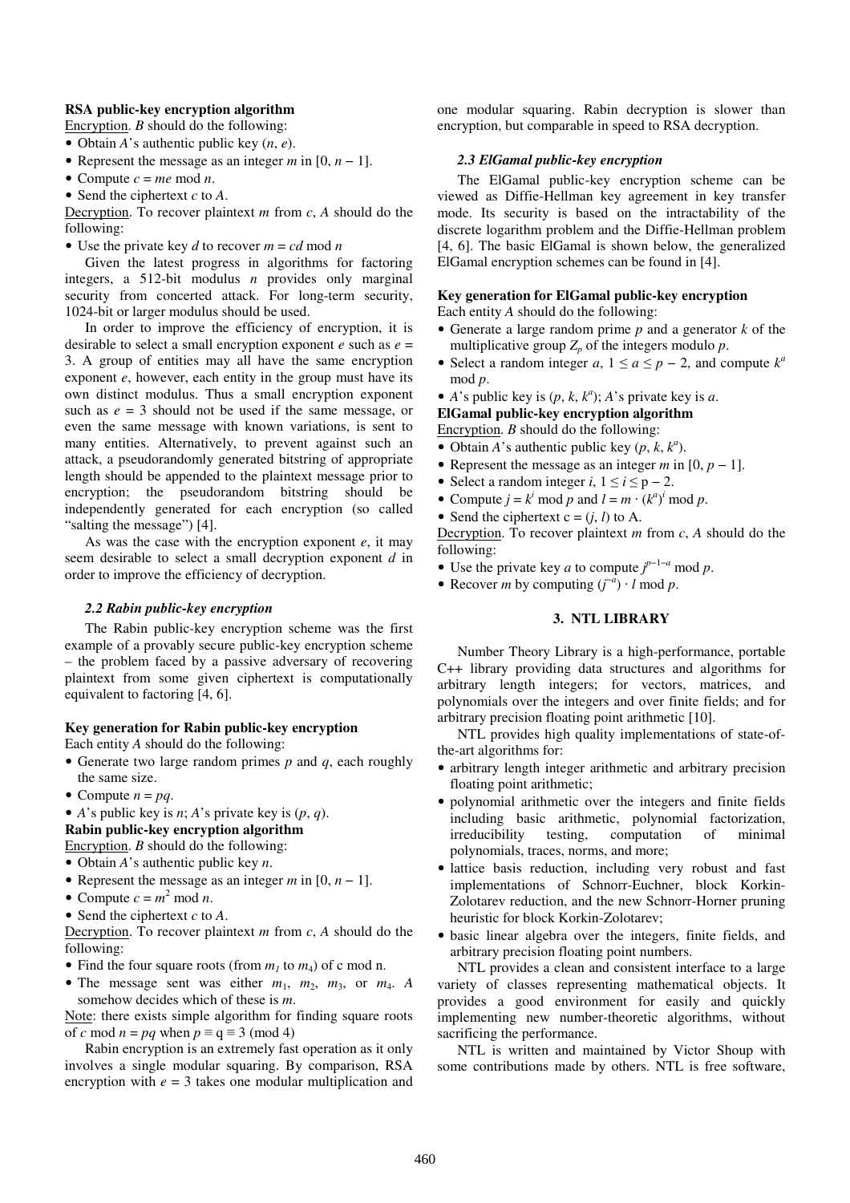**RSA public-key encryption algorithm**

Encryption. $B$ should do the following:

- Obtain $A$'s authentic public key $(n, e)$.
- Represent the message as an integer $m$ in $[0, n - 1]$.
- Compute $c = me \bmod n$.
- Send the ciphertext $c$ to $A$.

Decryption. To recover plaintext $m$ from $c$, $A$ should do the following:

- Use the private key $d$ to recover $m = cd \bmod n$

Given the latest progress in algorithms for factoring integers, a 512-bit modulus $n$ provides only marginal security from concerted attack. For long-term security, 1024-bit or larger modulus should be used.

In order to improve the efficiency of encryption, it is desirable to select a small encryption exponent $e$ such as $e = 3$. A group of entities may all have the same encryption exponent $e$, however, each entity in the group must have its own distinct modulus. Thus a small encryption exponent such as $e = 3$ should not be used if the same message, or even the same message with known variations, is sent to many entities. Alternatively, to prevent against such an attack, a pseudorandomly generated bitstring of appropriate length should be appended to the plaintext message prior to encryption; the pseudorandom bitstring should be independently generated for each encryption (so called "salting the message") [4].

As was the case with the encryption exponent $e$, it may seem desirable to select a small decryption exponent $d$ in order to improve the efficiency of decryption.

### *2.2 Rabin public-key encryption*

The Rabin public-key encryption scheme was the first example of a provably secure public-key encryption scheme – the problem faced by a passive adversary of recovering plaintext from some given ciphertext is computationally equivalent to factoring [4, 6].

**Key generation for Rabin public-key encryption**

Each entity $A$ should do the following:

- Generate two large random primes $p$ and $q$, each roughly the same size.
- Compute $n = pq$.
- $A$'s public key is $n$; $A$'s private key is $(p, q)$.

**Rabin public-key encryption algorithm**

Encryption. $B$ should do the following:

- Obtain $A$'s authentic public key $n$.
- Represent the message as an integer $m$ in $[0, n - 1]$.
- Compute $c = m^2 \bmod n$.
- Send the ciphertext $c$ to $A$.

Decryption. To recover plaintext $m$ from $c$, $A$ should do the following:

- Find the four square roots (from $m_1$ to $m_4$) of c mod n.
- The message sent was either $m_1$, $m_2$, $m_3$, or $m_4$. $A$ somehow decides which of these is $m$.

Note: there exists simple algorithm for finding square roots of $c$ mod $n = pq$ when $p \equiv q \equiv 3 \pmod 4$)

Rabin encryption is an extremely fast operation as it only involves a single modular squaring. By comparison, RSA encryption with $e = 3$ takes one modular multiplication and one modular squaring. Rabin decryption is slower than encryption, but comparable in speed to RSA decryption.

### *2.3 ElGamal public-key encryption*

The ElGamal public-key encryption scheme can be viewed as Diffie-Hellman key agreement in key transfer mode. Its security is based on the intractability of the discrete logarithm problem and the Diffie-Hellman problem [4, 6]. The basic ElGamal is shown below, the generalized ElGamal encryption schemes can be found in [4].

**Key generation for ElGamal public-key encryption**

Each entity $A$ should do the following:

- Generate a large random prime $p$ and a generator $k$ of the multiplicative group $Z_p$ of the integers modulo $p$.
- Select a random integer $a$, $1 \le a \le p - 2$, and compute $k^a$ mod $p$.
- $A$'s public key is $(p, k, k^a)$; $A$'s private key is $a$.

**ElGamal public-key encryption algorithm**

Encryption. $B$ should do the following:

- Obtain $A$'s authentic public key $(p, k, k^a)$.
- Represent the message as an integer $m$ in $[0, p - 1]$.
- Select a random integer $i$, $1 \le i \le p - 2$.
- Compute $j = k^i \bmod p$ and $l = m \cdot (k^a)^i \bmod p$.
- Send the ciphertext $c = (j, l)$ to A.

Decryption. To recover plaintext $m$ from $c$, $A$ should do the following:

- Use the private key $a$ to compute $j^{p-1-a} \bmod p$.
- Recover $m$ by computing $(j^{-a}) \cdot l \bmod p$.

## 3. NTL LIBRARY

Number Theory Library is a high-performance, portable C++ library providing data structures and algorithms for arbitrary length integers; for vectors, matrices, and polynomials over the integers and over finite fields; and for arbitrary precision floating point arithmetic [10].

NTL provides high quality implementations of state-of-the-art algorithms for:

- arbitrary length integer arithmetic and arbitrary precision floating point arithmetic;
- polynomial arithmetic over the integers and finite fields including basic arithmetic, polynomial factorization, irreducibility testing, computation of minimal polynomials, traces, norms, and more;
- lattice basis reduction, including very robust and fast implementations of Schnorr-Euchner, block Korkin-Zolotarev reduction, and the new Schnorr-Horner pruning heuristic for block Korkin-Zolotarev;
- basic linear algebra over the integers, finite fields, and arbitrary precision floating point numbers.

NTL provides a clean and consistent interface to a large variety of classes representing mathematical objects. It provides a good environment for easily and quickly implementing new number-theoretic algorithms, without sacrificing the performance.

NTL is written and maintained by Victor Shoup with some contributions made by others. NTL is free software,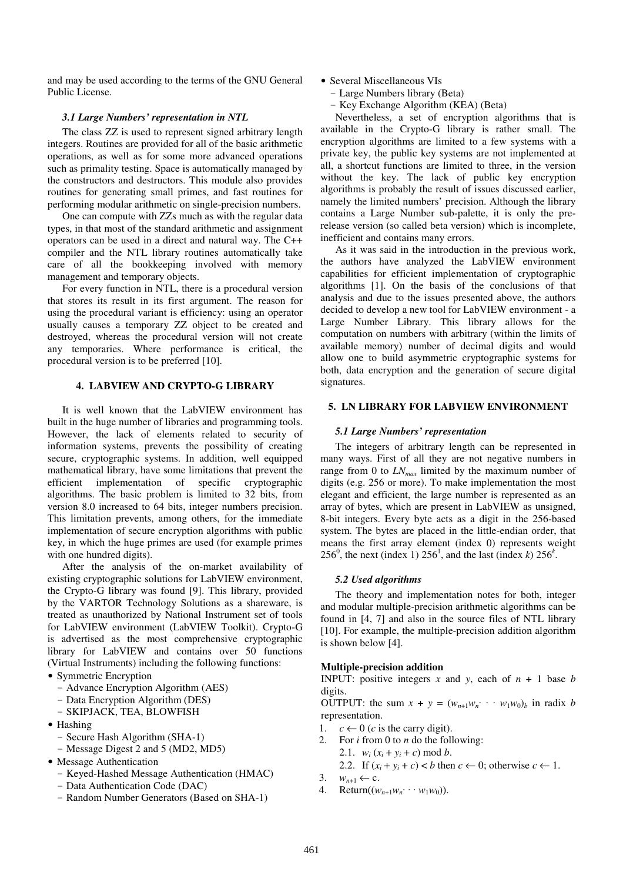and may be used according to the terms of the GNU General Public License.

### *3.1 Large Numbers' representation in NTL*

The class ZZ is used to represent signed arbitrary length integers. Routines are provided for all of the basic arithmetic operations, as well as for some more advanced operations such as primality testing. Space is automatically managed by the constructors and destructors. This module also provides routines for generating small primes, and fast routines for performing modular arithmetic on single-precision numbers.

One can compute with ZZs much as with the regular data types, in that most of the standard arithmetic and assignment operators can be used in a direct and natural way. The C++ compiler and the NTL library routines automatically take care of all the bookkeeping involved with memory management and temporary objects.

For every function in NTL, there is a procedural version that stores its result in its first argument. The reason for using the procedural variant is efficiency: using an operator usually causes a temporary ZZ object to be created and destroyed, whereas the procedural version will not create any temporaries. Where performance is critical, the procedural version is to be preferred [10].

## 4. LABVIEW AND CRYPTO-G LIBRARY

It is well known that the LabVIEW environment has built in the huge number of libraries and programming tools. However, the lack of elements related to security of information systems, prevents the possibility of creating secure, cryptographic systems. In addition, well equipped mathematical library, have some limitations that prevent the efficient implementation of specific cryptographic algorithms. The basic problem is limited to 32 bits, from version 8.0 increased to 64 bits, integer numbers precision. This limitation prevents, among others, for the immediate implementation of secure encryption algorithms with public key, in which the huge primes are used (for example primes with one hundred digits).

After the analysis of the on-market availability of existing cryptographic solutions for LabVIEW environment, the Crypto-G library was found [9]. This library, provided by the VARTOR Technology Solutions as a shareware, is treated as unauthorized by National Instrument set of tools for LabVIEW environment (LabVIEW Toolkit). Crypto-G is advertised as the most comprehensive cryptographic library for LabVIEW and contains over 50 functions (Virtual Instruments) including the following functions:

- Symmetric Encryption
  - Advance Encryption Algorithm (AES)
  - Data Encryption Algorithm (DES)
  - SKIPJACK, TEA, BLOWFISH
- Hashing
  - Secure Hash Algorithm (SHA-1)
  - Message Digest 2 and 5 (MD2, MD5)
- Message Authentication
  - Keyed-Hashed Message Authentication (HMAC)
  - Data Authentication Code (DAC)
  - Random Number Generators (Based on SHA-1)
- Several Miscellaneous VIs
  - Large Numbers library (Beta)
  - Key Exchange Algorithm (KEA) (Beta)

Nevertheless, a set of encryption algorithms that is available in the Crypto-G library is rather small. The encryption algorithms are limited to a few systems with a private key, the public key systems are not implemented at all, a shortcut functions are limited to three, in the version without the key. The lack of public key encryption algorithms is probably the result of issues discussed earlier, namely the limited numbers' precision. Although the library contains a Large Number sub-palette, it is only the pre-release version (so called beta version) which is incomplete, inefficient and contains many errors.

As it was said in the introduction in the previous work, the authors have analyzed the LabVIEW environment capabilities for efficient implementation of cryptographic algorithms [1]. On the basis of the conclusions of that analysis and due to the issues presented above, the authors decided to develop a new tool for LabVIEW environment - a Large Number Library. This library allows for the computation on numbers with arbitrary (within the limits of available memory) number of decimal digits and would allow one to build asymmetric cryptographic systems for both, data encryption and the generation of secure digital signatures.

## 5. LN LIBRARY FOR LABVIEW ENVIRONMENT

### *5.1 Large Numbers' representation*

The integers of arbitrary length can be represented in many ways. First of all they are not negative numbers in range from 0 to $LN_{max}$ limited by the maximum number of digits (e.g. 256 or more). To make implementation the most elegant and efficient, the large number is represented as an array of bytes, which are present in LabVIEW as unsigned, 8-bit integers. Every byte acts as a digit in the 256-based system. The bytes are placed in the little-endian order, that means the first array element (index 0) represents weight $256^0$, the next (index 1) $256^1$, and the last (index $k$) $256^k$.

### *5.2 Used algorithms*

The theory and implementation notes for both, integer and modular multiple-precision arithmetic algorithms can be found in [4, 7] and also in the source files of NTL library [10]. For example, the multiple-precision addition algorithm is shown below [4].

**Multiple-precision addition**

INPUT: positive integers $x$ and $y$, each of $n + 1$ base $b$ digits.

OUTPUT: the sum $x + y = (w_{n+1}w_n \cdots w_1w_0)_b$ in radix $b$ representation.

1. $c \leftarrow 0$ ($c$ is the carry digit).
2. For $i$ from 0 to $n$ do the following:
   2.1. $w_i$ $(x_i + y_i + c)$ mod $b$.
   2.2. If $(x_i + y_i + c) < b$ then $c \leftarrow 0$; otherwise $c \leftarrow 1$.
3. $w_{n+1} \leftarrow$ c.
4. Return($(w_{n+1}w_n \cdots w_1w_0)$).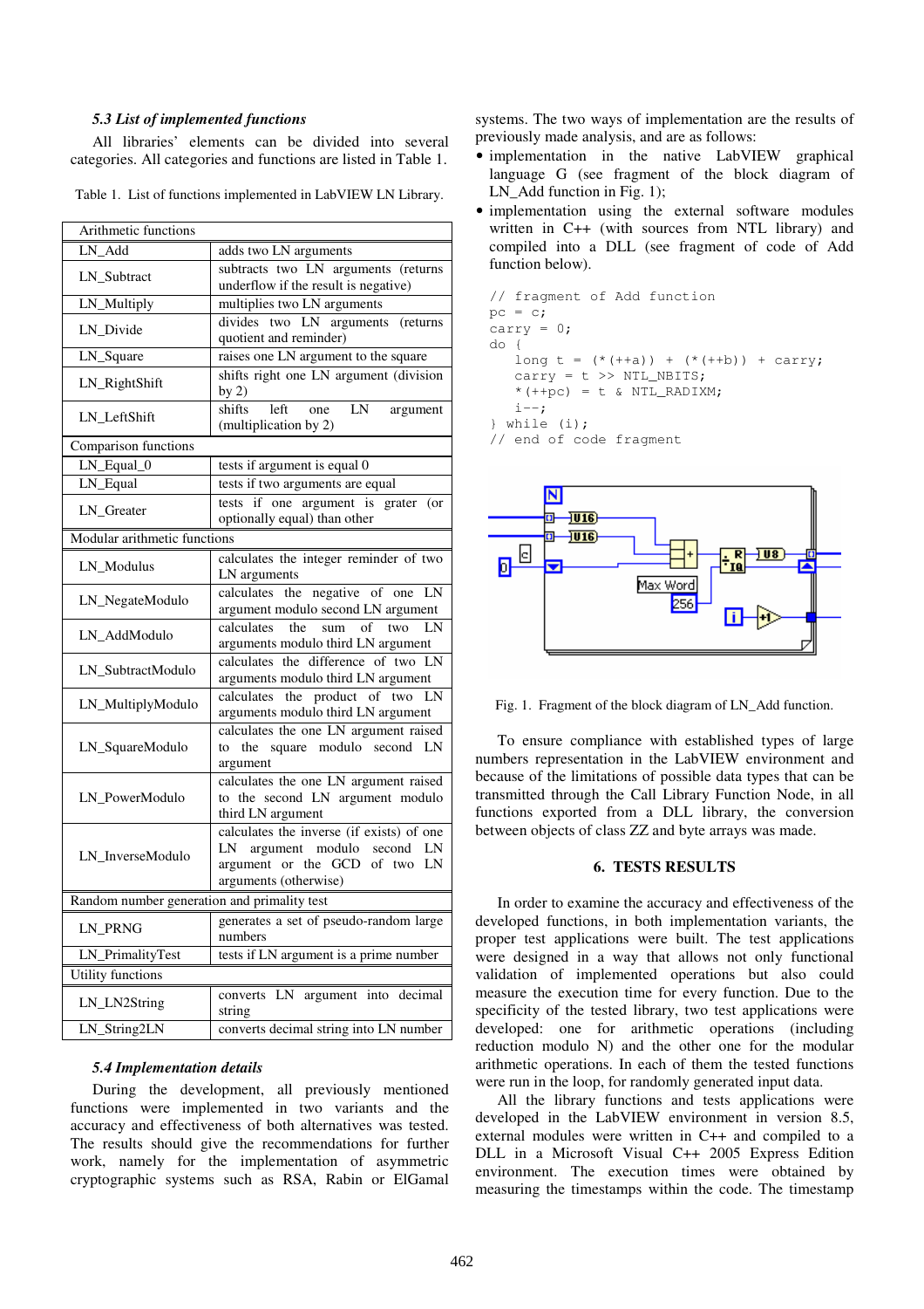### 5.3 List of implemented functions

All libraries' elements can be divided into several categories. All categories and functions are listed in Table 1.

Table 1. List of functions implemented in LabVIEW LN Library.

| Arithmetic functions | |
|---|---|
| LN_Add | adds two LN arguments |
| LN_Subtract | subtracts two LN arguments (returns underflow if the result is negative) |
| LN_Multiply | multiplies two LN arguments |
| LN_Divide | divides two LN arguments (returns quotient and reminder) |
| LN_Square | raises one LN argument to the square |
| LN_RightShift | shifts right one LN argument (division by 2) |
| LN_LeftShift | shifts left one LN argument (multiplication by 2) |
| **Comparison functions** | |
| LN_Equal_0 | tests if argument is equal 0 |
| LN_Equal | tests if two arguments are equal |
| LN_Greater | tests if one argument is grater (or optionally equal) than other |
| **Modular arithmetic functions** | |
| LN_Modulus | calculates the integer reminder of two LN arguments |
| LN_NegateModulo | calculates the negative of one LN argument modulo second LN argument |
| LN_AddModulo | calculates the sum of two LN arguments modulo third LN argument |
| LN_SubtractModulo | calculates the difference of two LN arguments modulo third LN argument |
| LN_MultiplyModulo | calculates the product of two LN arguments modulo third LN argument |
| LN_SquareModulo | calculates the one LN argument raised to the square modulo second LN argument |
| LN_PowerModulo | calculates the one LN argument raised to the second LN argument modulo third LN argument |
| LN_InverseModulo | calculates the inverse (if exists) of one LN argument modulo second LN argument or the GCD of two LN arguments (otherwise) |
| **Random number generation and primality test** | |
| LN_PRNG | generates a set of pseudo-random large numbers |
| LN_PrimalityTest | tests if LN argument is a prime number |
| **Utility functions** | |
| LN_LN2String | converts LN argument into decimal string |
| LN_String2LN | converts decimal string into LN number |

### 5.4 Implementation details

During the development, all previously mentioned functions were implemented in two variants and the accuracy and effectiveness of both alternatives was tested. The results should give the recommendations for further work, namely for the implementation of asymmetric cryptographic systems such as RSA, Rabin or ElGamal systems. The two ways of implementation are the results of previously made analysis, and are as follows:

- implementation in the native LabVIEW graphical language G (see fragment of the block diagram of LN_Add function in Fig. 1);
- implementation using the external software modules written in C++ (with sources from NTL library) and compiled into a DLL (see fragment of code of Add function below).

```
// fragment of Add function
pc = c;
carry = 0;
do {
   long t = (*(++a)) + (*(++b)) + carry;
   carry = t >> NTL_NBITS;
   *(++pc) = t & NTL_RADIXM;
   i--;
} while (i);
// end of code fragment
```

Fig. 1. Fragment of the block diagram of LN_Add function.

To ensure compliance with established types of large numbers representation in the LabVIEW environment and because of the limitations of possible data types that can be transmitted through the Call Library Function Node, in all functions exported from a DLL library, the conversion between objects of class ZZ and byte arrays was made.

## 6. TESTS RESULTS

In order to examine the accuracy and effectiveness of the developed functions, in both implementation variants, the proper test applications were built. The test applications were designed in a way that allows not only functional validation of implemented operations but also could measure the execution time for every function. Due to the specificity of the tested library, two test applications were developed: one for arithmetic operations (including reduction modulo N) and the other one for the modular arithmetic operations. In each of them the tested functions were run in the loop, for randomly generated input data.

All the library functions and tests applications were developed in the LabVIEW environment in version 8.5, external modules were written in C++ and compiled to a DLL in a Microsoft Visual C++ 2005 Express Edition environment. The execution times were obtained by measuring the timestamps within the code. The timestamp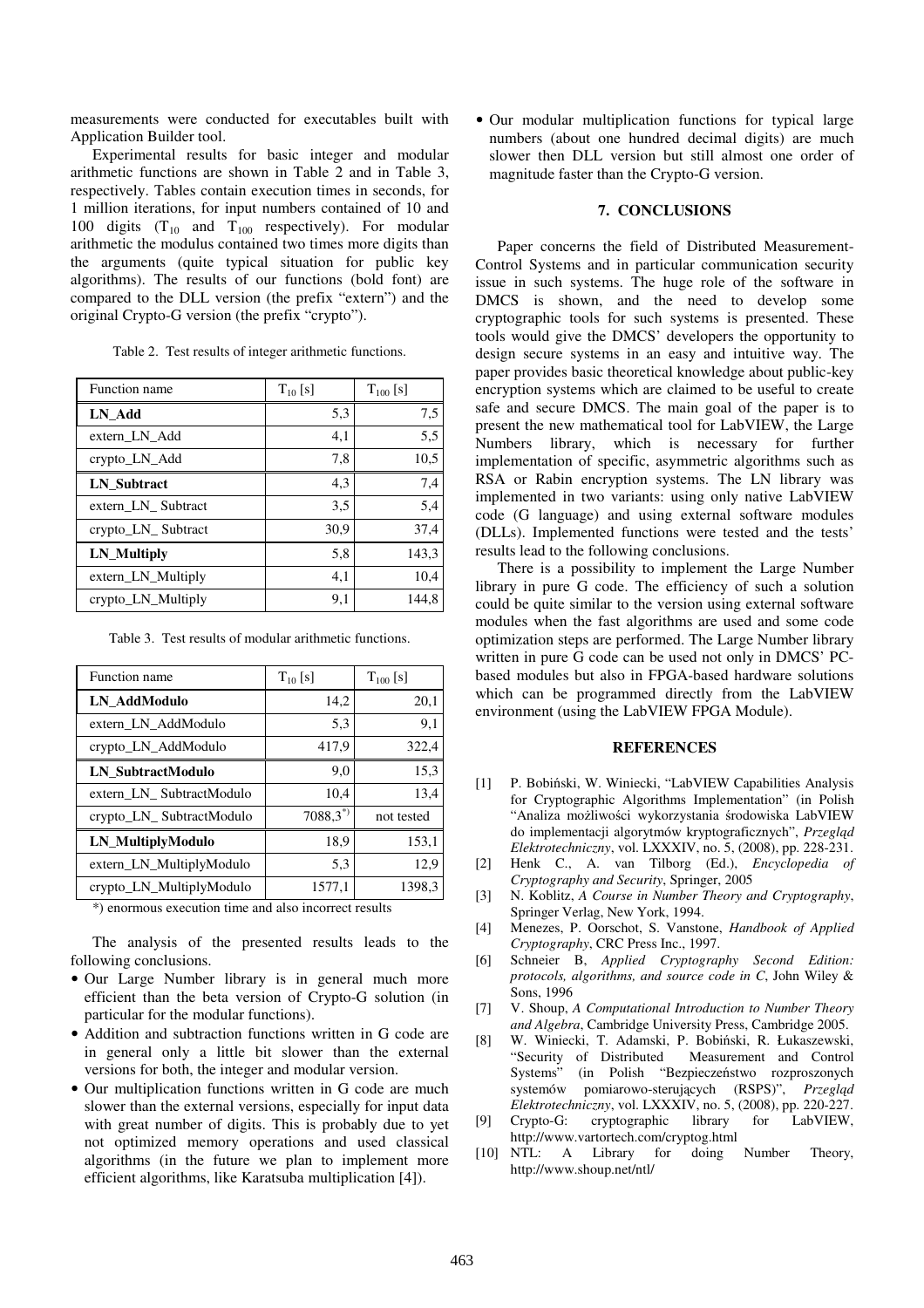measurements were conducted for executables built with Application Builder tool.

Experimental results for basic integer and modular arithmetic functions are shown in Table 2 and in Table 3, respectively. Tables contain execution times in seconds, for 1 million iterations, for input numbers contained of 10 and 100 digits ($T_{10}$ and $T_{100}$ respectively). For modular arithmetic the modulus contained two times more digits than the arguments (quite typical situation for public key algorithms). The results of our functions (bold font) are compared to the DLL version (the prefix "extern") and the original Crypto-G version (the prefix "crypto").

Table 2. Test results of integer arithmetic functions.

| Function name | $T_{10}$ [s] | $T_{100}$ [s] |
|---|---|---|
| **LN_Add** | 5,3 | 7,5 |
| extern_LN_Add | 4,1 | 5,5 |
| crypto_LN_Add | 7,8 | 10,5 |
| **LN_Subtract** | 4,3 | 7,4 |
| extern_LN_ Subtract | 3,5 | 5,4 |
| crypto_LN_ Subtract | 30,9 | 37,4 |
| **LN_Multiply** | 5,8 | 143,3 |
| extern_LN_Multiply | 4,1 | 10,4 |
| crypto_LN_Multiply | 9,1 | 144,8 |

Table 3. Test results of modular arithmetic functions.

| Function name | $T_{10}$ [s] | $T_{100}$ [s] |
|---|---|---|
| **LN_AddModulo** | 14,2 | 20,1 |
| extern_LN_AddModulo | 5,3 | 9,1 |
| crypto_LN_AddModulo | 417,9 | 322,4 |
| **LN_SubtractModulo** | 9,0 | 15,3 |
| extern_LN_ SubtractModulo | 10,4 | 13,4 |
| crypto_LN_ SubtractModulo | 7088,3*) | not tested |
| **LN_MultiplyModulo** | 18,9 | 153,1 |
| extern_LN_MultiplyModulo | 5,3 | 12,9 |
| crypto_LN_MultiplyModulo | 1577,1 | 1398,3 |

*) enormous execution time and also incorrect results

The analysis of the presented results leads to the following conclusions.

- Our Large Number library is in general much more efficient than the beta version of Crypto-G solution (in particular for the modular functions).
- Addition and subtraction functions written in G code are in general only a little bit slower than the external versions for both, the integer and modular version.
- Our multiplication functions written in G code are much slower than the external versions, especially for input data with great number of digits. This is probably due to yet not optimized memory operations and used classical algorithms (in the future we plan to implement more efficient algorithms, like Karatsuba multiplication [4]).
- Our modular multiplication functions for typical large numbers (about one hundred decimal digits) are much slower then DLL version but still almost one order of magnitude faster than the Crypto-G version.

## 7. CONCLUSIONS

Paper concerns the field of Distributed Measurement-Control Systems and in particular communication security issue in such systems. The huge role of the software in DMCS is shown, and the need to develop some cryptographic tools for such systems is presented. These tools would give the DMCS' developers the opportunity to design secure systems in an easy and intuitive way. The paper provides basic theoretical knowledge about public-key encryption systems which are claimed to be useful to create safe and secure DMCS. The main goal of the paper is to present the new mathematical tool for LabVIEW, the Large Numbers library, which is necessary for further implementation of specific, asymmetric algorithms such as RSA or Rabin encryption systems. The LN library was implemented in two variants: using only native LabVIEW code (G language) and using external software modules (DLLs). Implemented functions were tested and the tests' results lead to the following conclusions.

There is a possibility to implement the Large Number library in pure G code. The efficiency of such a solution could be quite similar to the version using external software modules when the fast algorithms are used and some code optimization steps are performed. The Large Number library written in pure G code can be used not only in DMCS' PC-based modules but also in FPGA-based hardware solutions which can be programmed directly from the LabVIEW environment (using the LabVIEW FPGA Module).

## REFERENCES

[1] P. Bobiński, W. Winiecki, "LabVIEW Capabilities Analysis for Cryptographic Algorithms Implementation" (in Polish "Analiza możliwości wykorzystania środowiska LabVIEW do implementacji algorytmów kryptograficznych", *Przegląd Elektrotechniczny*, vol. LXXXIV, no. 5, (2008), pp. 228-231.

[2] Henk C., A. van Tilborg (Ed.), *Encyclopedia of Cryptography and Security*, Springer, 2005

[3] N. Koblitz, *A Course in Number Theory and Cryptography*, Springer Verlag, New York, 1994.

[4] Menezes, P. Oorschot, S. Vanstone, *Handbook of Applied Cryptography*, CRC Press Inc., 1997.

[6] Schneier B, *Applied Cryptography Second Edition: protocols, algorithms, and source code in C*, John Wiley & Sons, 1996

[7] V. Shoup, *A Computational Introduction to Number Theory and Algebra*, Cambridge University Press, Cambridge 2005.

[8] W. Winiecki, T. Adamski, P. Bobiński, R. Łukaszewski, "Security of Distributed Measurement and Control Systems" (in Polish "Bezpieczeństwo rozproszonych systemów pomiarowo-sterujących (RSPS)", *Przegląd Elektrotechniczny*, vol. LXXXIV, no. 5, (2008), pp. 220-227.

[9] Crypto-G: cryptographic library for LabVIEW, http://www.vartortech.com/cryptog.html

[10] NTL: A Library for doing Number Theory, http://www.shoup.net/ntl/